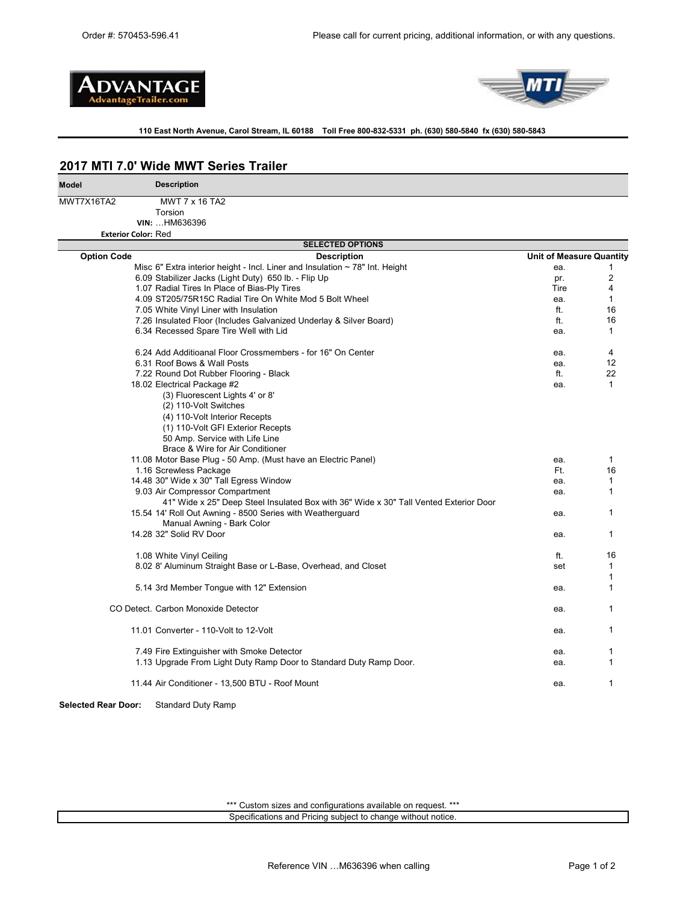Order #: 570453-596.41

Please call for current pricing, additional information, or with any questions.

**ADVANTAGE** AdvantageTrailer.com

**MTI**

**110 East North Avenue, Carol Stream, IL 60188 Toll Free 800-832-5331 ph. (630) 580-5840 fx (630) 580-5843**

## 2017 MTI 7.0' Wide MWT Series Trailer

| Model | Description |
|---|---|
| MWT7X16TA2 | MWT 7 x 16 TA2 |
| | Torsion |
| | **VIN:** …HM636396 |
| **Exterior Color:** Red | |

**SELECTED OPTIONS**

| Option Code | Description | Unit of Measure | Quantity |
|---|---|---|---|
| Misc | 6" Extra interior height - Incl. Liner and Insulation ~ 78" Int. Height | ea. | 1 |
| 6.09 | Stabilizer Jacks (Light Duty) 650 lb. - Flip Up | pr. | 2 |
| 1.07 | Radial Tires In Place of Bias-Ply Tires | Tire | 4 |
| 4.09 | ST205/75R15C Radial Tire On White Mod 5 Bolt Wheel | ea. | 1 |
| 7.05 | White Vinyl Liner with Insulation | ft. | 16 |
| 7.26 | Insulated Floor (Includes Galvanized Underlay & Silver Board) | ft. | 16 |
| 6.34 | Recessed Spare Tire Well with Lid | ea. | 1 |
| 6.24 | Add Additioanal Floor Crossmembers - for 16" On Center | ea. | 4 |
| 6.31 | Roof Bows & Wall Posts | ea. | 12 |
| 7.22 | Round Dot Rubber Flooring - Black | ft. | 22 |
| 18.02 | Electrical Package #2<br>(3) Fluorescent Lights 4' or 8'<br>(2) 110-Volt Switches<br>(4) 110-Volt Interior Recepts<br>(1) 110-Volt GFI Exterior Recepts<br>50 Amp. Service with Life Line<br>Brace & Wire for Air Conditioner | ea. | 1 |
| 11.08 | Motor Base Plug - 50 Amp. (Must have an Electric Panel) | ea. | 1 |
| 1.16 | Screwless Package | Ft. | 16 |
| 14.48 | 30" Wide x 30" Tall Egress Window | ea. | 1 |
| 9.03 | Air Compressor Compartment<br>41" Wide x 25" Deep Steel Insulated Box with 36" Wide x 30" Tall Vented Exterior Door | ea. | 1 |
| 15.54 | 14' Roll Out Awning - 8500 Series with Weatherguard<br>Manual Awning - Bark Color | ea. | 1 |
| 14.28 | 32" Solid RV Door | ea. | 1 |
| 1.08 | White Vinyl Ceiling | ft. | 16 |
| 8.02 | 8' Aluminum Straight Base or L-Base, Overhead, and Closet | set | 1<br>1 |
| 5.14 | 3rd Member Tongue with 12" Extension | ea. | 1 |
| CO Detect. | Carbon Monoxide Detector | ea. | 1 |
| 11.01 | Converter - 110-Volt to 12-Volt | ea. | 1 |
| 7.49 | Fire Extinguisher with Smoke Detector | ea. | 1 |
| 1.13 | Upgrade From Light Duty Ramp Door to Standard Duty Ramp Door. | ea. | 1 |
| 11.44 | Air Conditioner - 13,500 BTU - Roof Mount | ea. | 1 |

**Selected Rear Door:** Standard Duty Ramp

*** Custom sizes and configurations available on request. ***

Specifications and Pricing subject to change without notice.

Reference VIN …M636396 when calling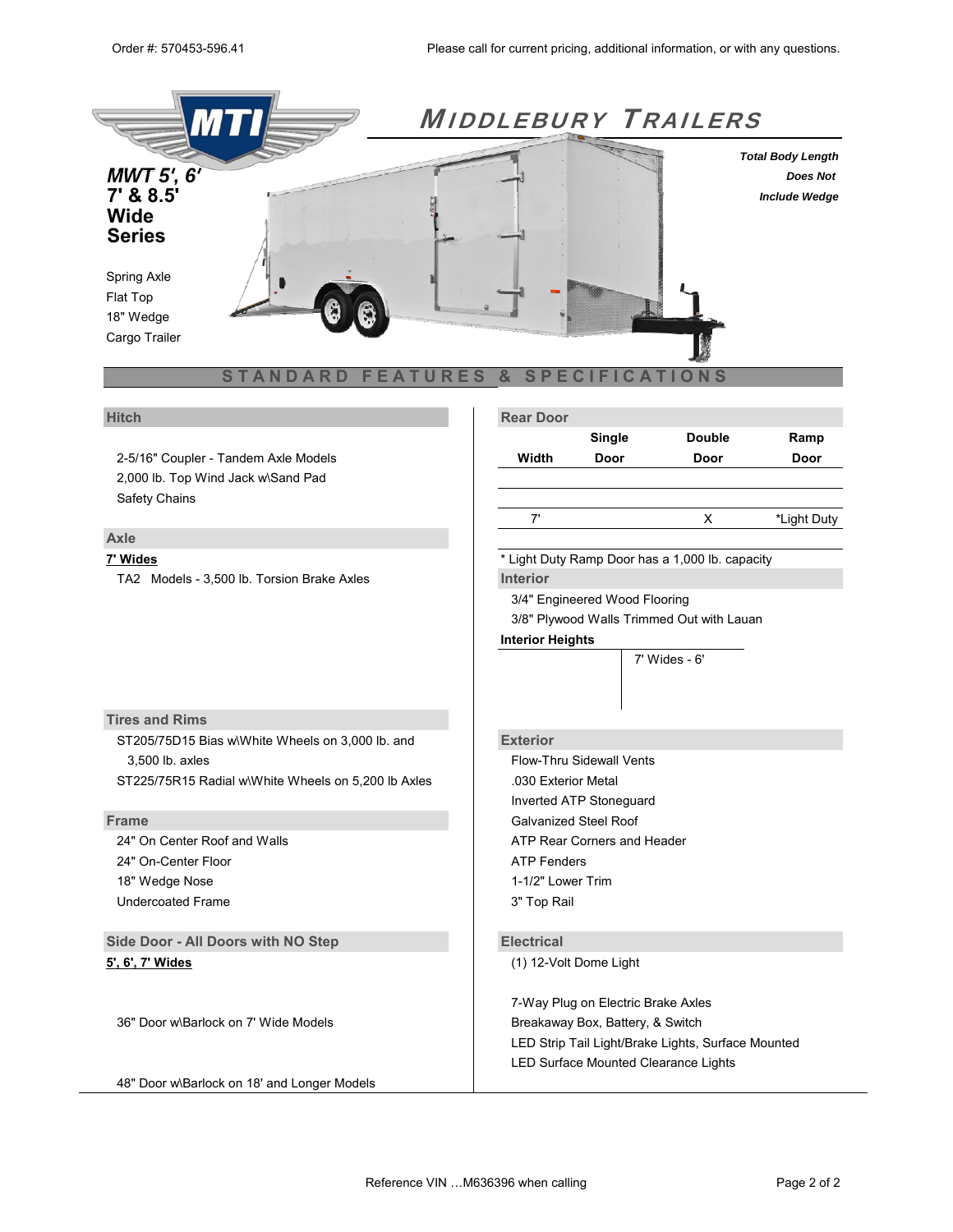Order #: 570453-596.41

Please call for current pricing, additional information, or with any questions.

# MIDDLEBURY TRAILERS

***MWT 5', 6'***
**7' & 8.5' Wide Series**

Spring Axle
Flat Top
18" Wedge
Cargo Trailer

***Total Body Length Does Not Include Wedge***

## STANDARD FEATURES & SPECIFICATIONS

### Hitch

2-5/16" Coupler - Tandem Axle Models
2,000 lb. Top Wind Jack w\Sand Pad
Safety Chains

### Axle

**7' Wides**

TA2 Models - 3,500 lb. Torsion Brake Axles

### Tires and Rims

ST205/75D15 Bias w\White Wheels on 3,000 lb. and 3,500 lb. axles
ST225/75R15 Radial w\White Wheels on 5,200 lb Axles

### Frame

24" On Center Roof and Walls
24" On-Center Floor
18" Wedge Nose
Undercoated Frame

### Side Door - All Doors with NO Step

**5', 6', 7' Wides**

36" Door w\Barlock on 7' Wide Models

48" Door w\Barlock on 18' and Longer Models

### Rear Door

| Width | Single Door | Double Door | Ramp Door |
|---|---|---|---|
| 7' | | X | *Light Duty |

* Light Duty Ramp Door has a 1,000 lb. capacity

### Interior

3/4" Engineered Wood Flooring
3/8" Plywood Walls Trimmed Out with Lauan

**Interior Heights**

7' Wides - 6'

### Exterior

Flow-Thru Sidewall Vents
.030 Exterior Metal
Inverted ATP Stoneguard
Galvanized Steel Roof
ATP Rear Corners and Header
ATP Fenders
1-1/2" Lower Trim
3" Top Rail

### Electrical

(1) 12-Volt Dome Light

7-Way Plug on Electric Brake Axles
Breakaway Box, Battery, & Switch
LED Strip Tail Light/Brake Lights, Surface Mounted
LED Surface Mounted Clearance Lights

Reference VIN …M636396 when calling